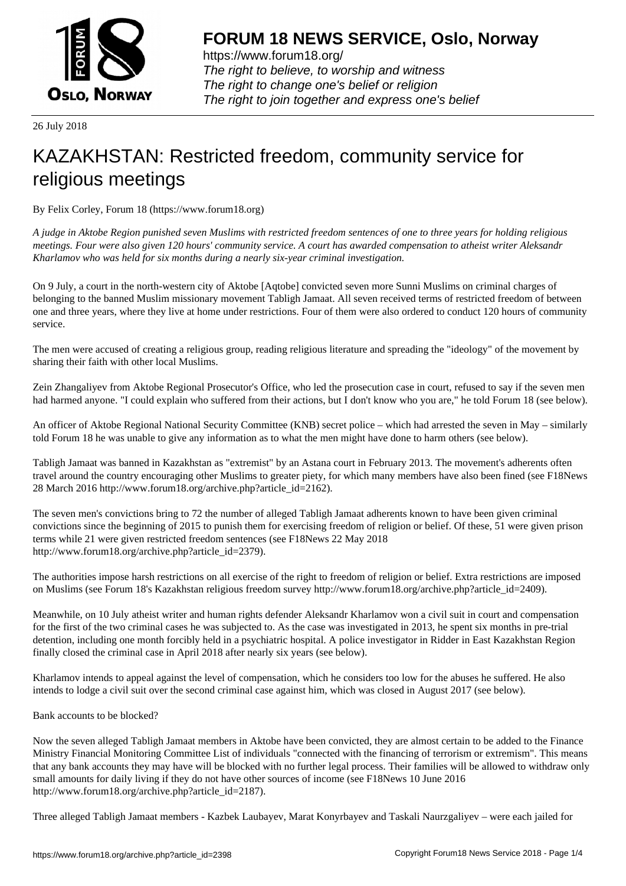# FORUM 18 NEWS SERVICE, Oslo, Norway

https://www.forum18.org/
*The right to believe, to worship and witness*
*The right to change one's belief or religion*
*The right to join together and express one's belief*

26 July 2018

# KAZAKHSTAN: Restricted freedom, community service for religious meetings

By Felix Corley, Forum 18 (https://www.forum18.org)

*A judge in Aktobe Region punished seven Muslims with restricted freedom sentences of one to three years for holding religious meetings. Four were also given 120 hours' community service. A court has awarded compensation to atheist writer Aleksandr Kharlamov who was held for six months during a nearly six-year criminal investigation.*

On 9 July, a court in the north-western city of Aktobe [Aqtobe] convicted seven more Sunni Muslims on criminal charges of belonging to the banned Muslim missionary movement Tabligh Jamaat. All seven received terms of restricted freedom of between one and three years, where they live at home under restrictions. Four of them were also ordered to conduct 120 hours of community service.

The men were accused of creating a religious group, reading religious literature and spreading the "ideology" of the movement by sharing their faith with other local Muslims.

Zein Zhangaliyev from Aktobe Regional Prosecutor's Office, who led the prosecution case in court, refused to say if the seven men had harmed anyone. "I could explain who suffered from their actions, but I don't know who you are," he told Forum 18 (see below).

An officer of Aktobe Regional National Security Committee (KNB) secret police – which had arrested the seven in May – similarly told Forum 18 he was unable to give any information as to what the men might have done to harm others (see below).

Tabligh Jamaat was banned in Kazakhstan as "extremist" by an Astana court in February 2013. The movement's adherents often travel around the country encouraging other Muslims to greater piety, for which many members have also been fined (see F18News 28 March 2016 http://www.forum18.org/archive.php?article_id=2162).

The seven men's convictions bring to 72 the number of alleged Tabligh Jamaat adherents known to have been given criminal convictions since the beginning of 2015 to punish them for exercising freedom of religion or belief. Of these, 51 were given prison terms while 21 were given restricted freedom sentences (see F18News 22 May 2018 http://www.forum18.org/archive.php?article_id=2379).

The authorities impose harsh restrictions on all exercise of the right to freedom of religion or belief. Extra restrictions are imposed on Muslims (see Forum 18's Kazakhstan religious freedom survey http://www.forum18.org/archive.php?article_id=2409).

Meanwhile, on 10 July atheist writer and human rights defender Aleksandr Kharlamov won a civil suit in court and compensation for the first of the two criminal cases he was subjected to. As the case was investigated in 2013, he spent six months in pre-trial detention, including one month forcibly held in a psychiatric hospital. A police investigator in Ridder in East Kazakhstan Region finally closed the criminal case in April 2018 after nearly six years (see below).

Kharlamov intends to appeal against the level of compensation, which he considers too low for the abuses he suffered. He also intends to lodge a civil suit over the second criminal case against him, which was closed in August 2017 (see below).

Bank accounts to be blocked?

Now the seven alleged Tabligh Jamaat members in Aktobe have been convicted, they are almost certain to be added to the Finance Ministry Financial Monitoring Committee List of individuals "connected with the financing of terrorism or extremism". This means that any bank accounts they may have will be blocked with no further legal process. Their families will be allowed to withdraw only small amounts for daily living if they do not have other sources of income (see F18News 10 June 2016 http://www.forum18.org/archive.php?article_id=2187).

Three alleged Tabligh Jamaat members - Kazbek Laubayev, Marat Konyrbayev and Taskali Naurzgaliyev – were each jailed for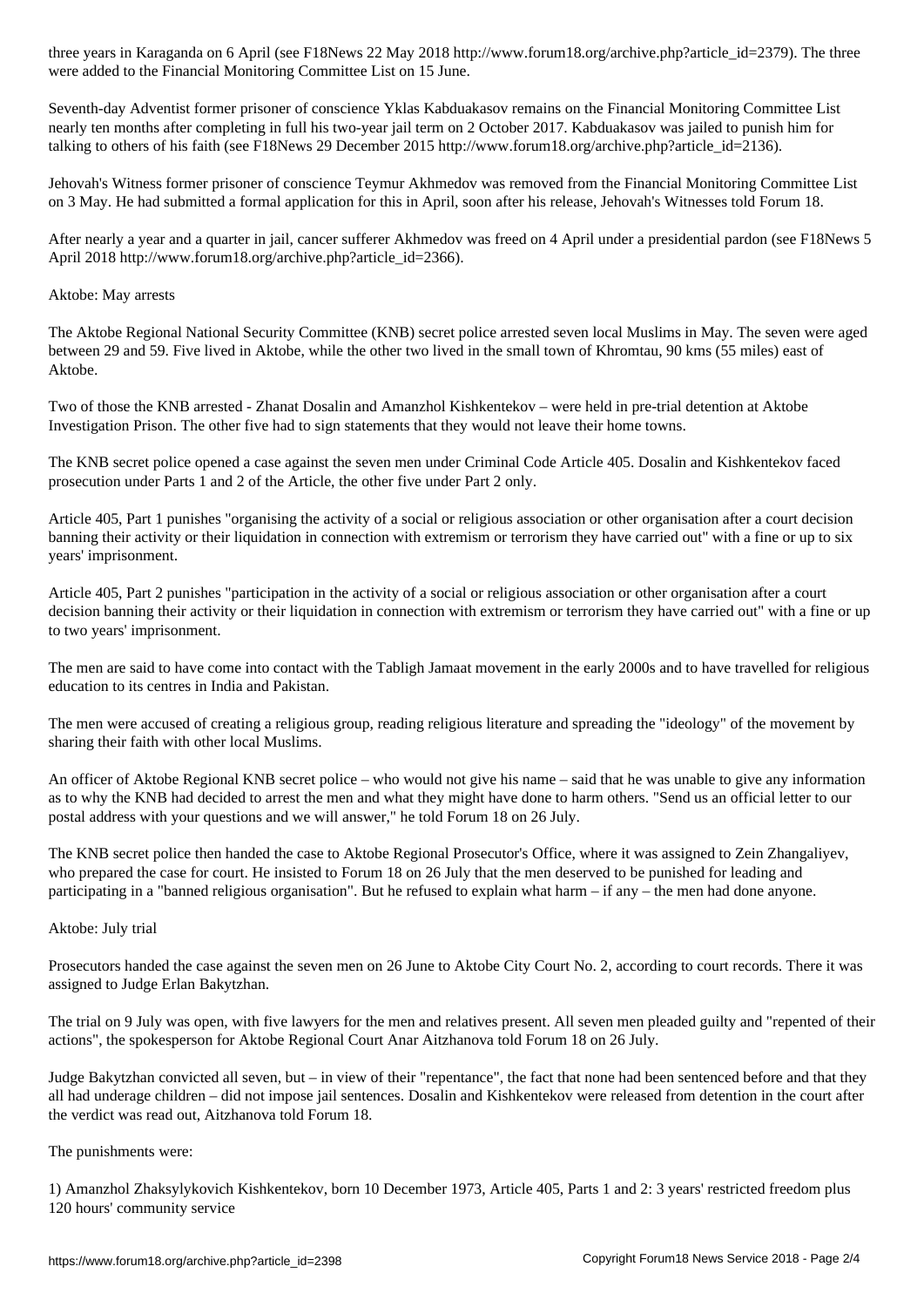three years in Karaganda on 6 April (see F18News 22 May 2018 http://www.forum18.org/archive.php?article_id=2379). The three were added to the Financial Monitoring Committee List on 15 June.

Seventh-day Adventist former prisoner of conscience Yklas Kabduakasov remains on the Financial Monitoring Committee List nearly ten months after completing in full his two-year jail term on 2 October 2017. Kabduakasov was jailed to punish him for talking to others of his faith (see F18News 29 December 2015 http://www.forum18.org/archive.php?article_id=2136).

Jehovah's Witness former prisoner of conscience Teymur Akhmedov was removed from the Financial Monitoring Committee List on 3 May. He had submitted a formal application for this in April, soon after his release, Jehovah's Witnesses told Forum 18.

After nearly a year and a quarter in jail, cancer sufferer Akhmedov was freed on 4 April under a presidential pardon (see F18News 5 April 2018 http://www.forum18.org/archive.php?article_id=2366).

Aktobe: May arrests

The Aktobe Regional National Security Committee (KNB) secret police arrested seven local Muslims in May. The seven were aged between 29 and 59. Five lived in Aktobe, while the other two lived in the small town of Khromtau, 90 kms (55 miles) east of Aktobe.

Two of those the KNB arrested - Zhanat Dosalin and Amanzhol Kishkentekov – were held in pre-trial detention at Aktobe Investigation Prison. The other five had to sign statements that they would not leave their home towns.

The KNB secret police opened a case against the seven men under Criminal Code Article 405. Dosalin and Kishkentekov faced prosecution under Parts 1 and 2 of the Article, the other five under Part 2 only.

Article 405, Part 1 punishes "organising the activity of a social or religious association or other organisation after a court decision banning their activity or their liquidation in connection with extremism or terrorism they have carried out" with a fine or up to six years' imprisonment.

Article 405, Part 2 punishes "participation in the activity of a social or religious association or other organisation after a court decision banning their activity or their liquidation in connection with extremism or terrorism they have carried out" with a fine or up to two years' imprisonment.

The men are said to have come into contact with the Tabligh Jamaat movement in the early 2000s and to have travelled for religious education to its centres in India and Pakistan.

The men were accused of creating a religious group, reading religious literature and spreading the "ideology" of the movement by sharing their faith with other local Muslims.

An officer of Aktobe Regional KNB secret police – who would not give his name – said that he was unable to give any information as to why the KNB had decided to arrest the men and what they might have done to harm others. "Send us an official letter to our postal address with your questions and we will answer," he told Forum 18 on 26 July.

The KNB secret police then handed the case to Aktobe Regional Prosecutor's Office, where it was assigned to Zein Zhangaliyev, who prepared the case for court. He insisted to Forum 18 on 26 July that the men deserved to be punished for leading and participating in a "banned religious organisation". But he refused to explain what harm – if any – the men had done anyone.

Aktobe: July trial

Prosecutors handed the case against the seven men on 26 June to Aktobe City Court No. 2, according to court records. There it was assigned to Judge Erlan Bakytzhan.

The trial on 9 July was open, with five lawyers for the men and relatives present. All seven men pleaded guilty and "repented of their actions", the spokesperson for Aktobe Regional Court Anar Aitzhanova told Forum 18 on 26 July.

Judge Bakytzhan convicted all seven, but – in view of their "repentance", the fact that none had been sentenced before and that they all had underage children – did not impose jail sentences. Dosalin and Kishkentekov were released from detention in the court after the verdict was read out, Aitzhanova told Forum 18.

The punishments were:

1) Amanzhol Zhaksylykovich Kishkentekov, born 10 December 1973, Article 405, Parts 1 and 2: 3 years' restricted freedom plus 120 hours' community service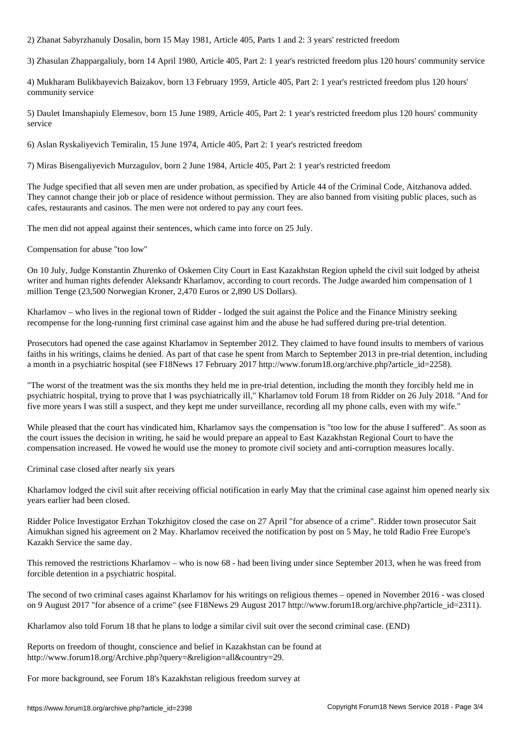2) Zhanat Sabyrzhanuly Dosalin, born 15 May 1981, Article 405, Parts 1 and 2: 3 years' restricted freedom

3) Zhasulan Zhappargaliuly, born 14 April 1980, Article 405, Part 2: 1 year's restricted freedom plus 120 hours' community service

4) Mukharam Bulikbayevich Baizakov, born 13 February 1959, Article 405, Part 2: 1 year's restricted freedom plus 120 hours' community service

5) Daulet Imanshapiuly Elemesov, born 15 June 1989, Article 405, Part 2: 1 year's restricted freedom plus 120 hours' community service

6) Aslan Ryskaliyevich Temiralin, 15 June 1974, Article 405, Part 2: 1 year's restricted freedom

7) Miras Bisengaliyevich Murzagulov, born 2 June 1984, Article 405, Part 2: 1 year's restricted freedom

The Judge specified that all seven men are under probation, as specified by Article 44 of the Criminal Code, Aitzhanova added. They cannot change their job or place of residence without permission. They are also banned from visiting public places, such as cafes, restaurants and casinos. The men were not ordered to pay any court fees.

The men did not appeal against their sentences, which came into force on 25 July.

Compensation for abuse "too low"

On 10 July, Judge Konstantin Zhurenko of Oskemen City Court in East Kazakhstan Region upheld the civil suit lodged by atheist writer and human rights defender Aleksandr Kharlamov, according to court records. The Judge awarded him compensation of 1 million Tenge (23,500 Norwegian Kroner, 2,470 Euros or 2,890 US Dollars).

Kharlamov – who lives in the regional town of Ridder - lodged the suit against the Police and the Finance Ministry seeking recompense for the long-running first criminal case against him and the abuse he had suffered during pre-trial detention.

Prosecutors had opened the case against Kharlamov in September 2012. They claimed to have found insults to members of various faiths in his writings, claims he denied. As part of that case he spent from March to September 2013 in pre-trial detention, including a month in a psychiatric hospital (see F18News 17 February 2017 http://www.forum18.org/archive.php?article_id=2258).

"The worst of the treatment was the six months they held me in pre-trial detention, including the month they forcibly held me in psychiatric hospital, trying to prove that I was psychiatrically ill," Kharlamov told Forum 18 from Ridder on 26 July 2018. "And for five more years I was still a suspect, and they kept me under surveillance, recording all my phone calls, even with my wife."

While pleased that the court has vindicated him, Kharlamov says the compensation is "too low for the abuse I suffered". As soon as the court issues the decision in writing, he said he would prepare an appeal to East Kazakhstan Regional Court to have the compensation increased. He vowed he would use the money to promote civil society and anti-corruption measures locally.

Criminal case closed after nearly six years

Kharlamov lodged the civil suit after receiving official notification in early May that the criminal case against him opened nearly six years earlier had been closed.

Ridder Police Investigator Erzhan Tokzhigitov closed the case on 27 April "for absence of a crime". Ridder town prosecutor Sait Aimukhan signed his agreement on 2 May. Kharlamov received the notification by post on 5 May, he told Radio Free Europe's Kazakh Service the same day.

This removed the restrictions Kharlamov – who is now 68 - had been living under since September 2013, when he was freed from forcible detention in a psychiatric hospital.

The second of two criminal cases against Kharlamov for his writings on religious themes – opened in November 2016 - was closed on 9 August 2017 "for absence of a crime" (see F18News 29 August 2017 http://www.forum18.org/archive.php?article_id=2311).

Kharlamov also told Forum 18 that he plans to lodge a similar civil suit over the second criminal case. (END)

Reports on freedom of thought, conscience and belief in Kazakhstan can be found at http://www.forum18.org/Archive.php?query=&religion=all&country=29.

For more background, see Forum 18's Kazakhstan religious freedom survey at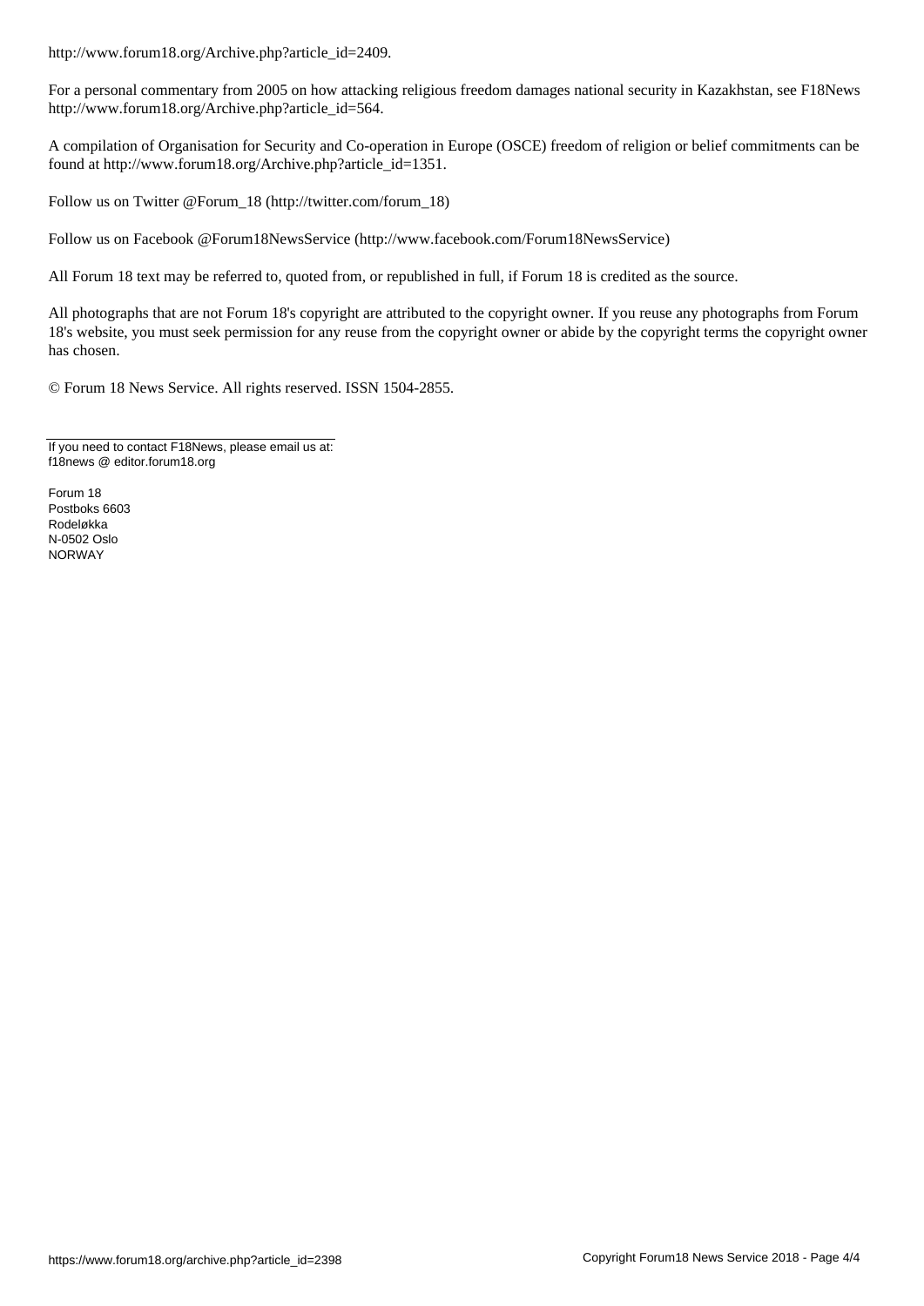http://www.forum18.org/Archive.php?article_id=2409.

For a personal commentary from 2005 on how attacking religious freedom damages national security in Kazakhstan, see F18News http://www.forum18.org/Archive.php?article_id=564.

A compilation of Organisation for Security and Co-operation in Europe (OSCE) freedom of religion or belief commitments can be found at http://www.forum18.org/Archive.php?article_id=1351.

Follow us on Twitter @Forum_18 (http://twitter.com/forum_18)

Follow us on Facebook @Forum18NewsService (http://www.facebook.com/Forum18NewsService)

All Forum 18 text may be referred to, quoted from, or republished in full, if Forum 18 is credited as the source.

All photographs that are not Forum 18's copyright are attributed to the copyright owner. If you reuse any photographs from Forum 18's website, you must seek permission for any reuse from the copyright owner or abide by the copyright terms the copyright owner has chosen.

© Forum 18 News Service. All rights reserved. ISSN 1504-2855.

If you need to contact F18News, please email us at:
f18news @ editor.forum18.org

Forum 18
Postboks 6603
Rodeløkka
N-0502 Oslo
NORWAY